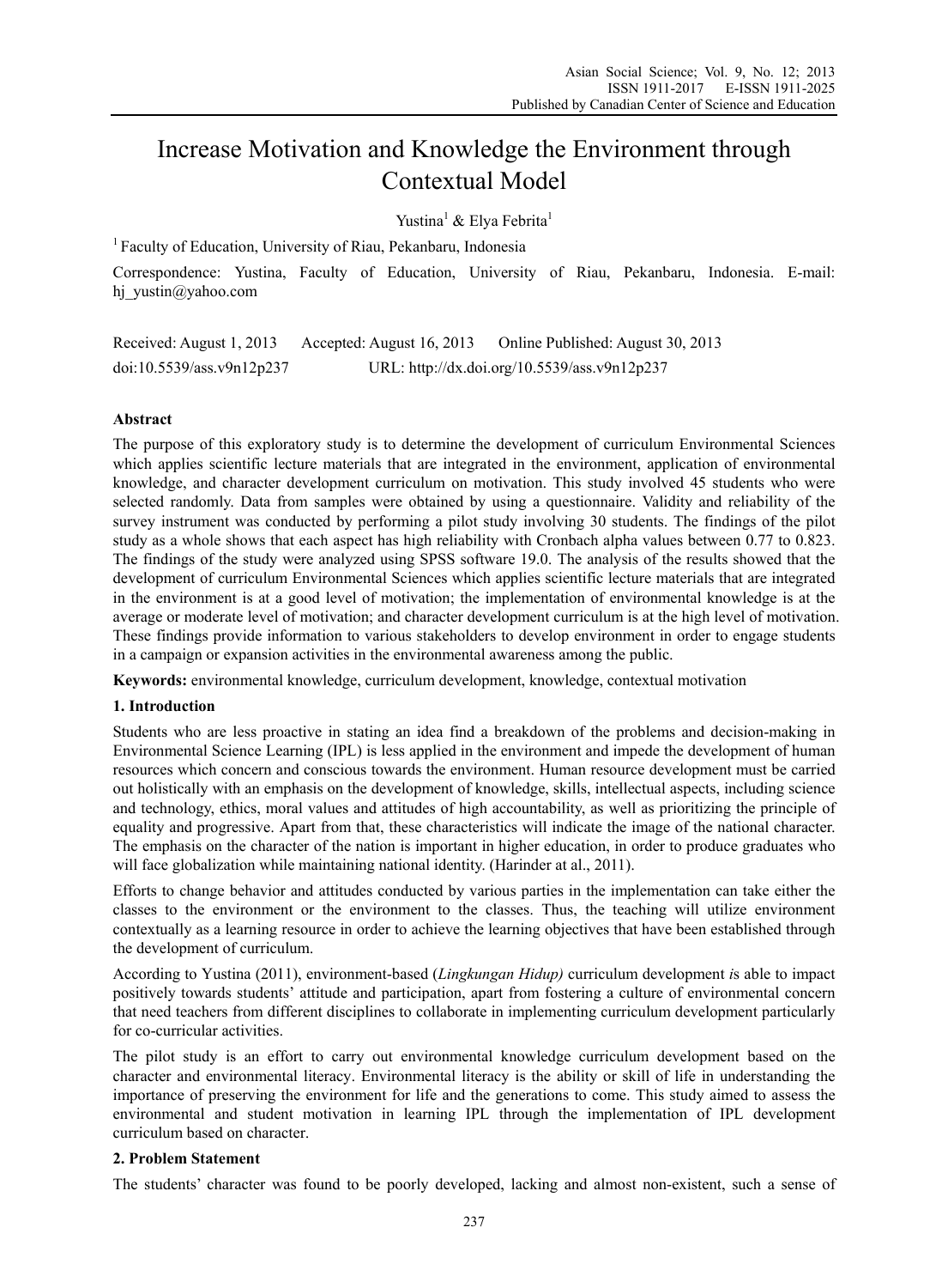# Increase Motivation and Knowledge the Environment through Contextual Model

Yustina[1] & Elya Febrita[1]

[1] Faculty of Education, University of Riau, Pekanbaru, Indonesia

Correspondence: Yustina, Faculty of Education, University of Riau, Pekanbaru, Indonesia. E-mail: hj_yustin@yahoo.com

Received: August 1, 2013 Accepted: August 16, 2013 Online Published: August 30, 2013

doi:10.5539/ass.v9n12p237 URL: http://dx.doi.org/10.5539/ass.v9n12p237

## Abstract

The purpose of this exploratory study is to determine the development of curriculum Environmental Sciences which applies scientific lecture materials that are integrated in the environment, application of environmental knowledge, and character development curriculum on motivation. This study involved 45 students who were selected randomly. Data from samples were obtained by using a questionnaire. Validity and reliability of the survey instrument was conducted by performing a pilot study involving 30 students. The findings of the pilot study as a whole shows that each aspect has high reliability with Cronbach alpha values between 0.77 to 0.823. The findings of the study were analyzed using SPSS software 19.0. The analysis of the results showed that the development of curriculum Environmental Sciences which applies scientific lecture materials that are integrated in the environment is at a good level of motivation; the implementation of environmental knowledge is at the average or moderate level of motivation; and character development curriculum is at the high level of motivation. These findings provide information to various stakeholders to develop environment in order to engage students in a campaign or expansion activities in the environmental awareness among the public.

**Keywords:** environmental knowledge, curriculum development, knowledge, contextual motivation

## 1. Introduction

Students who are less proactive in stating an idea find a breakdown of the problems and decision-making in Environmental Science Learning (IPL) is less applied in the environment and impede the development of human resources which concern and conscious towards the environment. Human resource development must be carried out holistically with an emphasis on the development of knowledge, skills, intellectual aspects, including science and technology, ethics, moral values and attitudes of high accountability, as well as prioritizing the principle of equality and progressive. Apart from that, these characteristics will indicate the image of the national character. The emphasis on the character of the nation is important in higher education, in order to produce graduates who will face globalization while maintaining national identity. (Harinder at al., 2011).

Efforts to change behavior and attitudes conducted by various parties in the implementation can take either the classes to the environment or the environment to the classes. Thus, the teaching will utilize environment contextually as a learning resource in order to achieve the learning objectives that have been established through the development of curriculum.

According to Yustina (2011), environment-based (*Lingkungan Hidup)* curriculum development *i*s able to impact positively towards students' attitude and participation, apart from fostering a culture of environmental concern that need teachers from different disciplines to collaborate in implementing curriculum development particularly for co-curricular activities.

The pilot study is an effort to carry out environmental knowledge curriculum development based on the character and environmental literacy. Environmental literacy is the ability or skill of life in understanding the importance of preserving the environment for life and the generations to come. This study aimed to assess the environmental and student motivation in learning IPL through the implementation of IPL development curriculum based on character.

## 2. Problem Statement

The students' character was found to be poorly developed, lacking and almost non-existent, such a sense of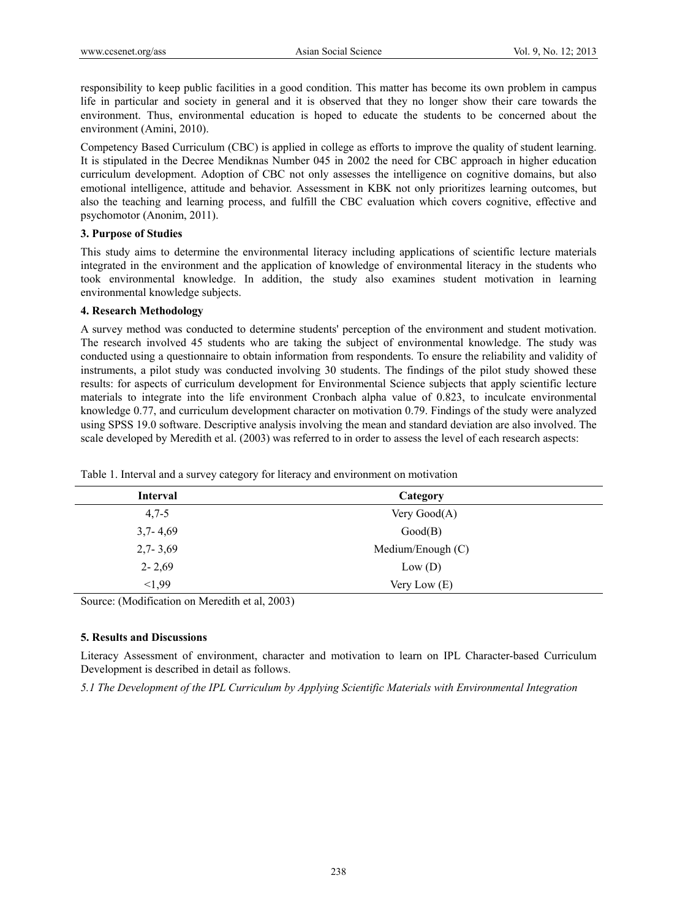responsibility to keep public facilities in a good condition. This matter has become its own problem in campus life in particular and society in general and it is observed that they no longer show their care towards the environment. Thus, environmental education is hoped to educate the students to be concerned about the environment (Amini, 2010).

Competency Based Curriculum (CBC) is applied in college as efforts to improve the quality of student learning. It is stipulated in the Decree Mendiknas Number 045 in 2002 the need for CBC approach in higher education curriculum development. Adoption of CBC not only assesses the intelligence on cognitive domains, but also emotional intelligence, attitude and behavior. Assessment in KBK not only prioritizes learning outcomes, but also the teaching and learning process, and fulfill the CBC evaluation which covers cognitive, effective and psychomotor (Anonim, 2011).

**3. Purpose of Studies**

This study aims to determine the environmental literacy including applications of scientific lecture materials integrated in the environment and the application of knowledge of environmental literacy in the students who took environmental knowledge. In addition, the study also examines student motivation in learning environmental knowledge subjects.

**4. Research Methodology**

A survey method was conducted to determine students' perception of the environment and student motivation. The research involved 45 students who are taking the subject of environmental knowledge. The study was conducted using a questionnaire to obtain information from respondents. To ensure the reliability and validity of instruments, a pilot study was conducted involving 30 students. The findings of the pilot study showed these results: for aspects of curriculum development for Environmental Science subjects that apply scientific lecture materials to integrate into the life environment Cronbach alpha value of 0.823, to inculcate environmental knowledge 0.77, and curriculum development character on motivation 0.79. Findings of the study were analyzed using SPSS 19.0 software. Descriptive analysis involving the mean and standard deviation are also involved. The scale developed by Meredith et al. (2003) was referred to in order to assess the level of each research aspects:

Table 1. Interval and a survey category for literacy and environment on motivation

| Interval | Category |
| --- | --- |
| 4,7-5 | Very Good(A) |
| 3,7- 4,69 | Good(B) |
| 2,7- 3,69 | Medium/Enough (C) |
| 2- 2,69 | Low (D) |
| <1,99 | Very Low (E) |

Source: (Modification on Meredith et al, 2003)

**5. Results and Discussions**

Literacy Assessment of environment, character and motivation to learn on IPL Character-based Curriculum Development is described in detail as follows.

*5.1 The Development of the IPL Curriculum by Applying Scientific Materials with Environmental Integration*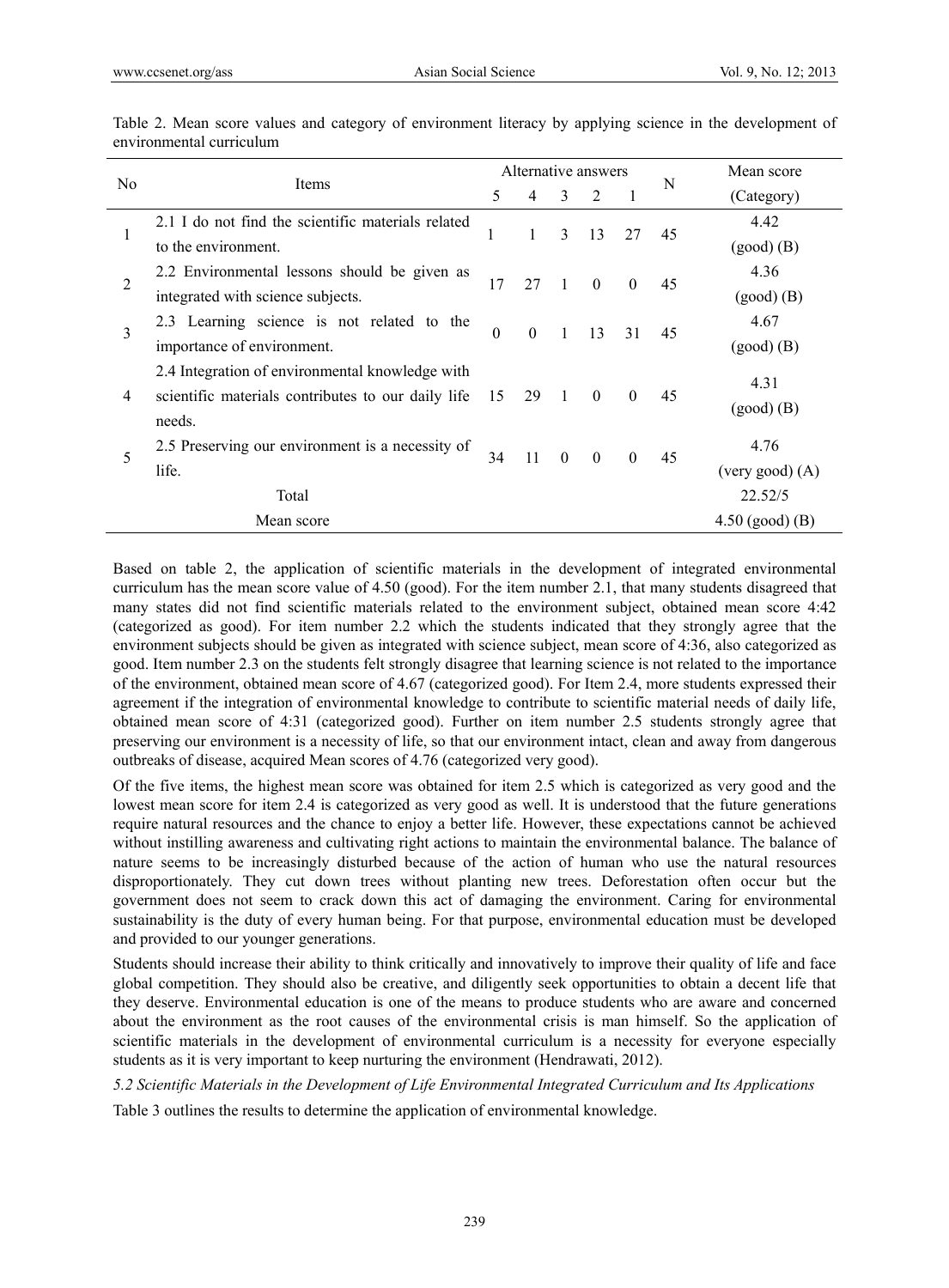Table 2. Mean score values and category of environment literacy by applying science in the development of environmental curriculum

| No | Items | Alternative answers | | | | | N | Mean score |
|---|---|---|---|---|---|---|---|---|
| | | 5 | 4 | 3 | 2 | 1 | | (Category) |
| 1 | 2.1 I do not find the scientific materials related to the environment. | 1 | 1 | 3 | 13 | 27 | 45 | 4.42 (good) (B) |
| 2 | 2.2 Environmental lessons should be given as integrated with science subjects. | 17 | 27 | 1 | 0 | 0 | 45 | 4.36 (good) (B) |
| 3 | 2.3 Learning science is not related to the importance of environment. | 0 | 0 | 1 | 13 | 31 | 45 | 4.67 (good) (B) |
| 4 | 2.4 Integration of environmental knowledge with scientific materials contributes to our daily life needs. | 15 | 29 | 1 | 0 | 0 | 45 | 4.31 (good) (B) |
| 5 | 2.5 Preserving our environment is a necessity of life. | 34 | 11 | 0 | 0 | 0 | 45 | 4.76 (very good) (A) |
| | Total | | | | | | | 22.52/5 |
| | Mean score | | | | | | | 4.50 (good) (B) |

Based on table 2, the application of scientific materials in the development of integrated environmental curriculum has the mean score value of 4.50 (good). For the item number 2.1, that many students disagreed that many states did not find scientific materials related to the environment subject, obtained mean score 4:42 (categorized as good). For item number 2.2 which the students indicated that they strongly agree that the environment subjects should be given as integrated with science subject, mean score of 4:36, also categorized as good. Item number 2.3 on the students felt strongly disagree that learning science is not related to the importance of the environment, obtained mean score of 4.67 (categorized good). For Item 2.4, more students expressed their agreement if the integration of environmental knowledge to contribute to scientific material needs of daily life, obtained mean score of 4:31 (categorized good). Further on item number 2.5 students strongly agree that preserving our environment is a necessity of life, so that our environment intact, clean and away from dangerous outbreaks of disease, acquired Mean scores of 4.76 (categorized very good).

Of the five items, the highest mean score was obtained for item 2.5 which is categorized as very good and the lowest mean score for item 2.4 is categorized as very good as well. It is understood that the future generations require natural resources and the chance to enjoy a better life. However, these expectations cannot be achieved without instilling awareness and cultivating right actions to maintain the environmental balance. The balance of nature seems to be increasingly disturbed because of the action of human who use the natural resources disproportionately. They cut down trees without planting new trees. Deforestation often occur but the government does not seem to crack down this act of damaging the environment. Caring for environmental sustainability is the duty of every human being. For that purpose, environmental education must be developed and provided to our younger generations.

Students should increase their ability to think critically and innovatively to improve their quality of life and face global competition. They should also be creative, and diligently seek opportunities to obtain a decent life that they deserve. Environmental education is one of the means to produce students who are aware and concerned about the environment as the root causes of the environmental crisis is man himself. So the application of scientific materials in the development of environmental curriculum is a necessity for everyone especially students as it is very important to keep nurturing the environment (Hendrawati, 2012).

*5.2 Scientific Materials in the Development of Life Environmental Integrated Curriculum and Its Applications*

Table 3 outlines the results to determine the application of environmental knowledge.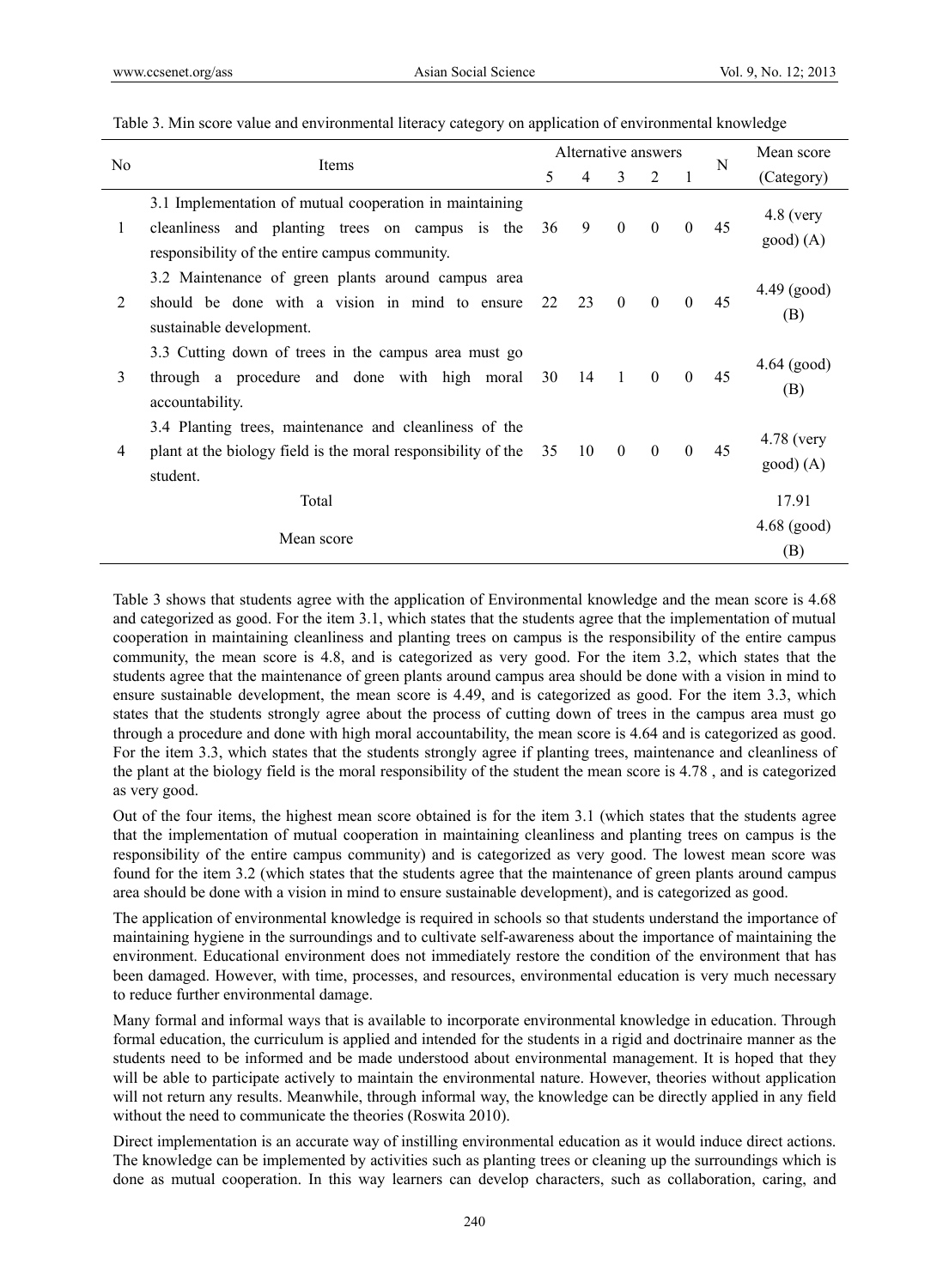Table 3. Min score value and environmental literacy category on application of environmental knowledge

| No | Items | Alternative answers | | | | | N | Mean score |
|---|---|---|---|---|---|---|---|---|
| | | 5 | 4 | 3 | 2 | 1 | | (Category) |
| 1 | 3.1 Implementation of mutual cooperation in maintaining cleanliness and planting trees on campus is the responsibility of the entire campus community. | 36 | 9 | 0 | 0 | 0 | 45 | 4.8 (very good) (A) |
| 2 | 3.2 Maintenance of green plants around campus area should be done with a vision in mind to ensure sustainable development. | 22 | 23 | 0 | 0 | 0 | 45 | 4.49 (good) (B) |
| 3 | 3.3 Cutting down of trees in the campus area must go through a procedure and done with high moral accountability. | 30 | 14 | 1 | 0 | 0 | 45 | 4.64 (good) (B) |
| 4 | 3.4 Planting trees, maintenance and cleanliness of the plant at the biology field is the moral responsibility of the student. | 35 | 10 | 0 | 0 | 0 | 45 | 4.78 (very good) (A) |
| | Total | | | | | | | 17.91 |
| | Mean score | | | | | | | 4.68 (good) (B) |

Table 3 shows that students agree with the application of Environmental knowledge and the mean score is 4.68 and categorized as good. For the item 3.1, which states that the students agree that the implementation of mutual cooperation in maintaining cleanliness and planting trees on campus is the responsibility of the entire campus community, the mean score is 4.8, and is categorized as very good. For the item 3.2, which states that the students agree that the maintenance of green plants around campus area should be done with a vision in mind to ensure sustainable development, the mean score is 4.49, and is categorized as good. For the item 3.3, which states that the students strongly agree about the process of cutting down of trees in the campus area must go through a procedure and done with high moral accountability, the mean score is 4.64 and is categorized as good. For the item 3.3, which states that the students strongly agree if planting trees, maintenance and cleanliness of the plant at the biology field is the moral responsibility of the student the mean score is 4.78 , and is categorized as very good.

Out of the four items, the highest mean score obtained is for the item 3.1 (which states that the students agree that the implementation of mutual cooperation in maintaining cleanliness and planting trees on campus is the responsibility of the entire campus community) and is categorized as very good. The lowest mean score was found for the item 3.2 (which states that the students agree that the maintenance of green plants around campus area should be done with a vision in mind to ensure sustainable development), and is categorized as good.

The application of environmental knowledge is required in schools so that students understand the importance of maintaining hygiene in the surroundings and to cultivate self-awareness about the importance of maintaining the environment. Educational environment does not immediately restore the condition of the environment that has been damaged. However, with time, processes, and resources, environmental education is very much necessary to reduce further environmental damage.

Many formal and informal ways that is available to incorporate environmental knowledge in education. Through formal education, the curriculum is applied and intended for the students in a rigid and doctrinaire manner as the students need to be informed and be made understood about environmental management. It is hoped that they will be able to participate actively to maintain the environmental nature. However, theories without application will not return any results. Meanwhile, through informal way, the knowledge can be directly applied in any field without the need to communicate the theories (Roswita 2010).

Direct implementation is an accurate way of instilling environmental education as it would induce direct actions. The knowledge can be implemented by activities such as planting trees or cleaning up the surroundings which is done as mutual cooperation. In this way learners can develop characters, such as collaboration, caring, and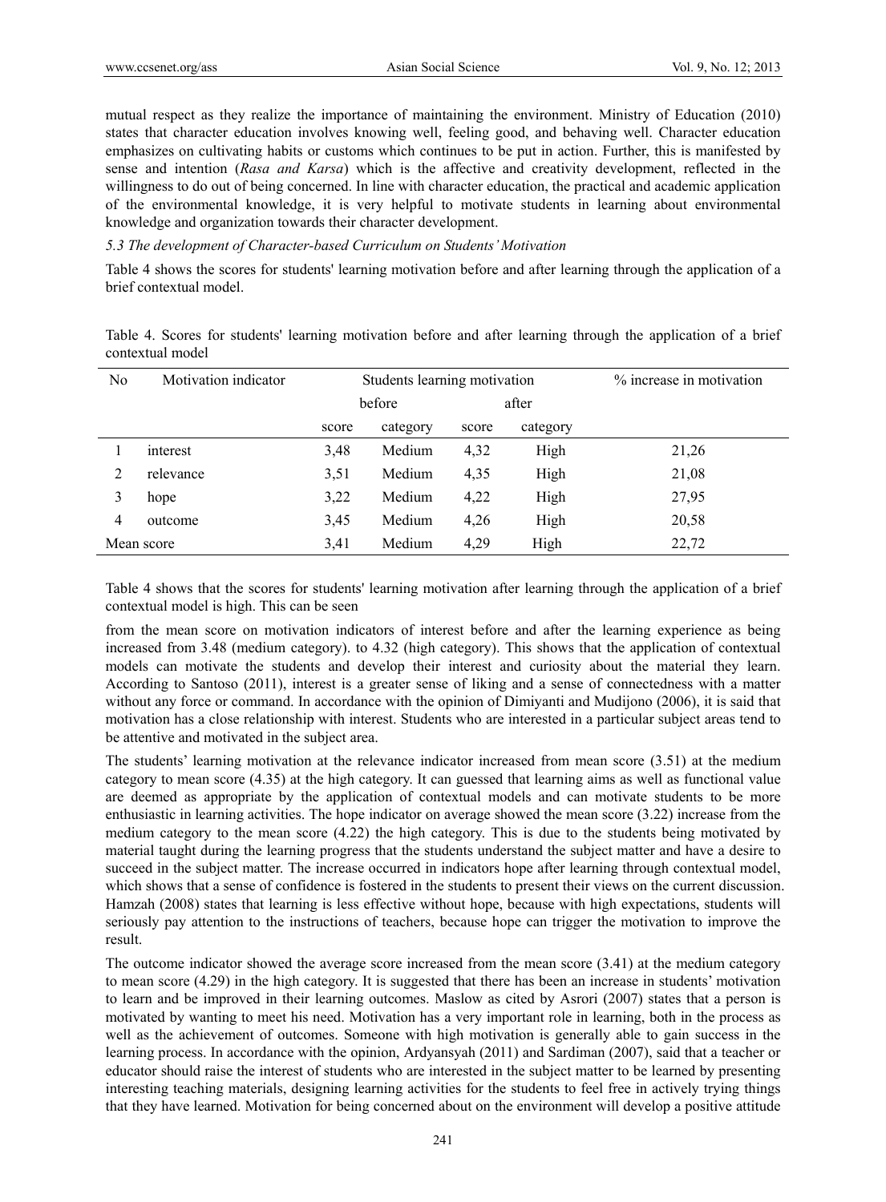mutual respect as they realize the importance of maintaining the environment. Ministry of Education (2010) states that character education involves knowing well, feeling good, and behaving well. Character education emphasizes on cultivating habits or customs which continues to be put in action. Further, this is manifested by sense and intention (*Rasa and Karsa*) which is the affective and creativity development, reflected in the willingness to do out of being concerned. In line with character education, the practical and academic application of the environmental knowledge, it is very helpful to motivate students in learning about environmental knowledge and organization towards their character development.

*5.3 The development of Character-based Curriculum on Students' Motivation*

Table 4 shows the scores for students' learning motivation before and after learning through the application of a brief contextual model.

Table 4. Scores for students' learning motivation before and after learning through the application of a brief contextual model

| No | Motivation indicator | Students learning motivation | | | | % increase in motivation |
|---|---|---|---|---|---|---|
| | | before | | after | | |
| | | score | category | score | category | |
| 1 | interest | 3,48 | Medium | 4,32 | High | 21,26 |
| 2 | relevance | 3,51 | Medium | 4,35 | High | 21,08 |
| 3 | hope | 3,22 | Medium | 4,22 | High | 27,95 |
| 4 | outcome | 3,45 | Medium | 4,26 | High | 20,58 |
| Mean score | | 3,41 | Medium | 4,29 | High | 22,72 |

Table 4 shows that the scores for students' learning motivation after learning through the application of a brief contextual model is high. This can be seen

from the mean score on motivation indicators of interest before and after the learning experience as being increased from 3.48 (medium category). to 4.32 (high category). This shows that the application of contextual models can motivate the students and develop their interest and curiosity about the material they learn. According to Santoso (2011), interest is a greater sense of liking and a sense of connectedness with a matter without any force or command. In accordance with the opinion of Dimiyanti and Mudijono (2006), it is said that motivation has a close relationship with interest. Students who are interested in a particular subject areas tend to be attentive and motivated in the subject area.

The students' learning motivation at the relevance indicator increased from mean score (3.51) at the medium category to mean score (4.35) at the high category. It can guessed that learning aims as well as functional value are deemed as appropriate by the application of contextual models and can motivate students to be more enthusiastic in learning activities. The hope indicator on average showed the mean score (3.22) increase from the medium category to the mean score (4.22) the high category. This is due to the students being motivated by material taught during the learning progress that the students understand the subject matter and have a desire to succeed in the subject matter. The increase occurred in indicators hope after learning through contextual model, which shows that a sense of confidence is fostered in the students to present their views on the current discussion. Hamzah (2008) states that learning is less effective without hope, because with high expectations, students will seriously pay attention to the instructions of teachers, because hope can trigger the motivation to improve the result.

The outcome indicator showed the average score increased from the mean score (3.41) at the medium category to mean score (4.29) in the high category. It is suggested that there has been an increase in students' motivation to learn and be improved in their learning outcomes. Maslow as cited by Asrori (2007) states that a person is motivated by wanting to meet his need. Motivation has a very important role in learning, both in the process as well as the achievement of outcomes. Someone with high motivation is generally able to gain success in the learning process. In accordance with the opinion, Ardyansyah (2011) and Sardiman (2007), said that a teacher or educator should raise the interest of students who are interested in the subject matter to be learned by presenting interesting teaching materials, designing learning activities for the students to feel free in actively trying things that they have learned. Motivation for being concerned about on the environment will develop a positive attitude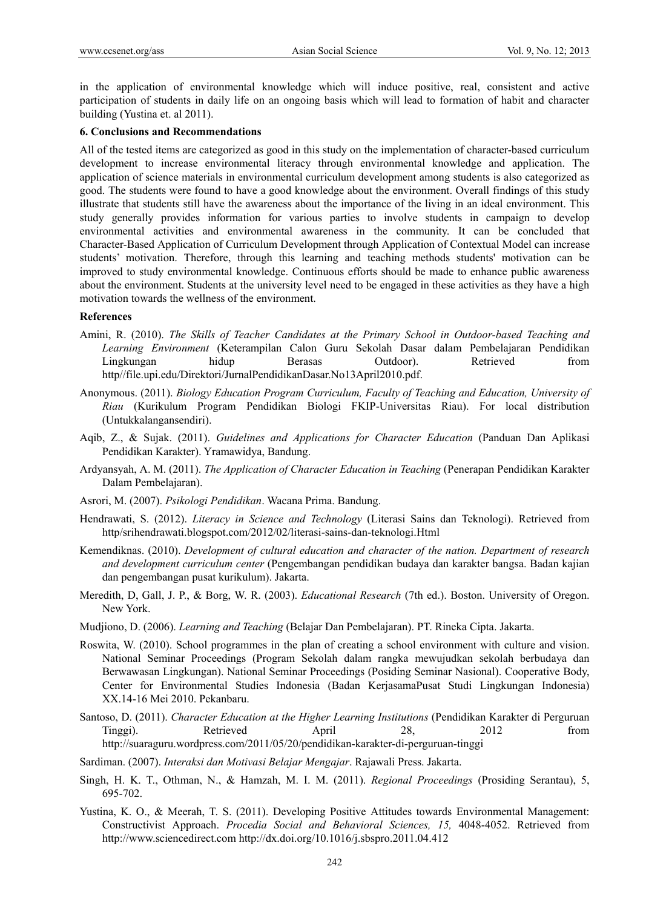in the application of environmental knowledge which will induce positive, real, consistent and active participation of students in daily life on an ongoing basis which will lead to formation of habit and character building (Yustina et. al 2011).

### 6. Conclusions and Recommendations

All of the tested items are categorized as good in this study on the implementation of character-based curriculum development to increase environmental literacy through environmental knowledge and application. The application of science materials in environmental curriculum development among students is also categorized as good. The students were found to have a good knowledge about the environment. Overall findings of this study illustrate that students still have the awareness about the importance of the living in an ideal environment. This study generally provides information for various parties to involve students in campaign to develop environmental activities and environmental awareness in the community. It can be concluded that Character-Based Application of Curriculum Development through Application of Contextual Model can increase students' motivation. Therefore, through this learning and teaching methods students' motivation can be improved to study environmental knowledge. Continuous efforts should be made to enhance public awareness about the environment. Students at the university level need to be engaged in these activities as they have a high motivation towards the wellness of the environment.

### References

Amini, R. (2010). *The Skills of Teacher Candidates at the Primary School in Outdoor-based Teaching and Learning Environment* (Keterampilan Calon Guru Sekolah Dasar dalam Pembelajaran Pendidikan Lingkungan hidup Berasas Outdoor). Retrieved from http//file.upi.edu/Direktori/JurnalPendidikanDasar.No13April2010.pdf.

Anonymous. (2011). *Biology Education Program Curriculum, Faculty of Teaching and Education, University of Riau* (Kurikulum Program Pendidikan Biologi FKIP-Universitas Riau). For local distribution (Untukkalangansendiri).

Aqib, Z., & Sujak. (2011). *Guidelines and Applications for Character Education* (Panduan Dan Aplikasi Pendidikan Karakter). Yramawidya, Bandung.

Ardyansyah, A. M. (2011). *The Application of Character Education in Teaching* (Penerapan Pendidikan Karakter Dalam Pembelajaran).

Asrori, M. (2007). *Psikologi Pendidikan*. Wacana Prima. Bandung.

Hendrawati, S. (2012). *Literacy in Science and Technology* (Literasi Sains dan Teknologi). Retrieved from http/srihendrawati.blogspot.com/2012/02/literasi-sains-dan-teknologi.Html

Kemendiknas. (2010). *Development of cultural education and character of the nation. Department of research and development curriculum center* (Pengembangan pendidikan budaya dan karakter bangsa. Badan kajian dan pengembangan pusat kurikulum). Jakarta.

Meredith, D, Gall, J. P., & Borg, W. R. (2003). *Educational Research* (7th ed.). Boston. University of Oregon. New York.

Mudjiono, D. (2006). *Learning and Teaching* (Belajar Dan Pembelajaran). PT. Rineka Cipta. Jakarta.

Roswita, W. (2010). School programmes in the plan of creating a school environment with culture and vision. National Seminar Proceedings (Program Sekolah dalam rangka mewujudkan sekolah berbudaya dan Berwawasan Lingkungan). National Seminar Proceedings (Posiding Seminar Nasional). Cooperative Body, Center for Environmental Studies Indonesia (Badan KerjasamaPusat Studi Lingkungan Indonesia) XX.14-16 Mei 2010. Pekanbaru.

Santoso, D. (2011). *Character Education at the Higher Learning Institutions* (Pendidikan Karakter di Perguruan Tinggi). Retrieved April 28, 2012 from http://suaraguru.wordpress.com/2011/05/20/pendidikan-karakter-di-perguruan-tinggi

Sardiman. (2007). *Interaksi dan Motivasi Belajar Mengajar*. Rajawali Press. Jakarta.

Singh, H. K. T., Othman, N., & Hamzah, M. I. M. (2011). *Regional Proceedings* (Prosiding Serantau), 5, 695-702.

Yustina, K. O., & Meerah, T. S. (2011). Developing Positive Attitudes towards Environmental Management: Constructivist Approach. *Procedia Social and Behavioral Sciences, 15,* 4048-4052. Retrieved from http://www.sciencedirect.com http://dx.doi.org/10.1016/j.sbspro.2011.04.412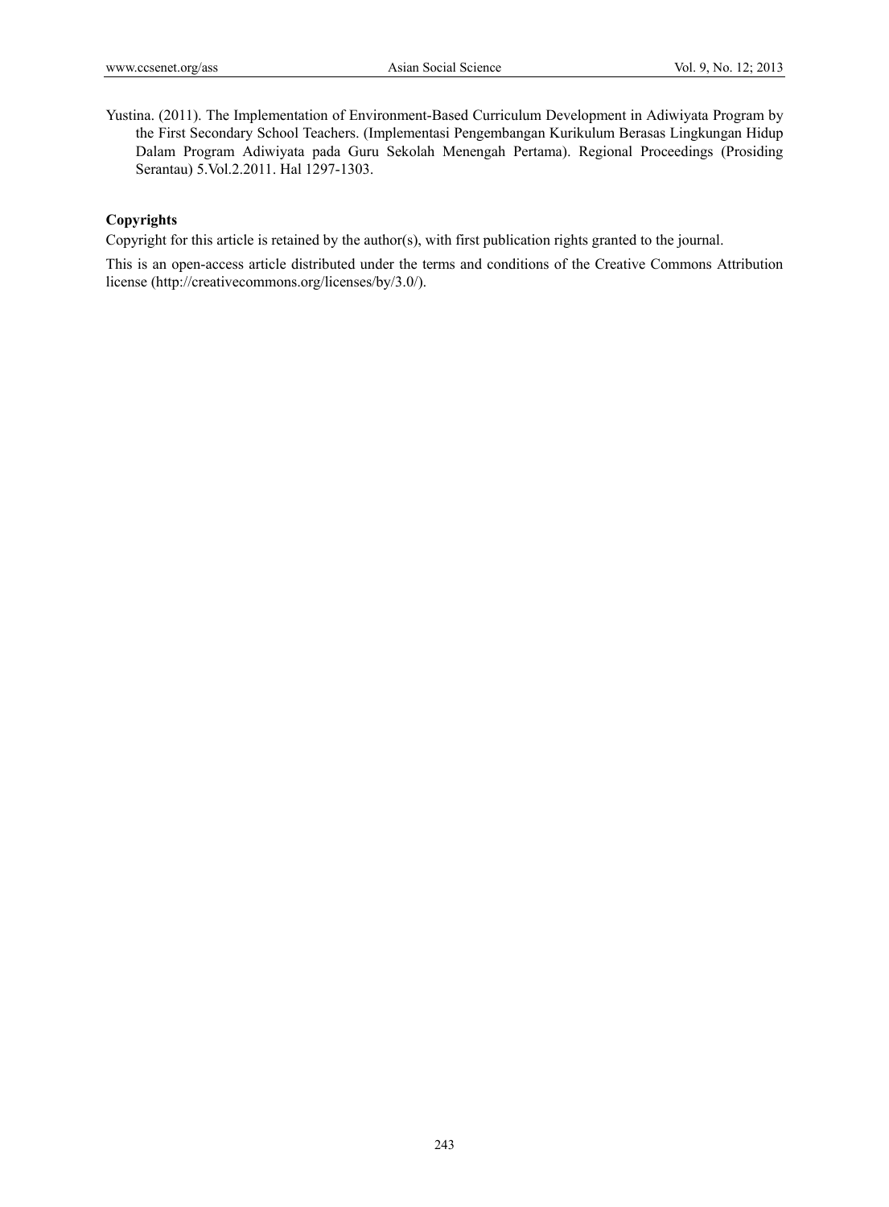Yustina. (2011). The Implementation of Environment-Based Curriculum Development in Adiwiyata Program by the First Secondary School Teachers. (Implementasi Pengembangan Kurikulum Berasas Lingkungan Hidup Dalam Program Adiwiyata pada Guru Sekolah Menengah Pertama). Regional Proceedings (Prosiding Serantau) 5.Vol.2.2011. Hal 1297-1303.

**Copyrights**

Copyright for this article is retained by the author(s), with first publication rights granted to the journal.

This is an open-access article distributed under the terms and conditions of the Creative Commons Attribution license (http://creativecommons.org/licenses/by/3.0/).